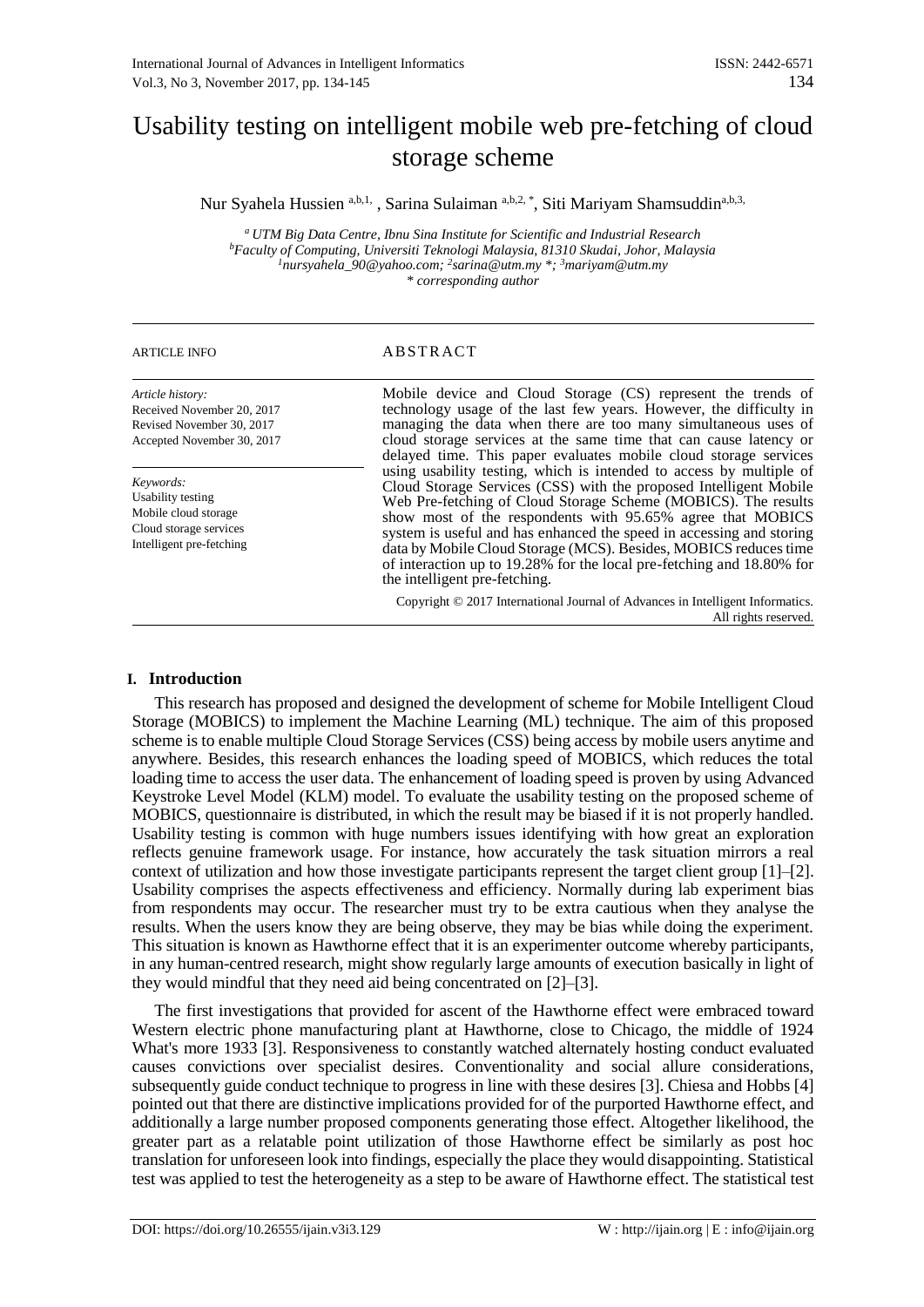# Usability testing on intelligent mobile web pre-fetching of cloud storage scheme

Nur Syahela Hussien [a,b,1], Sarina Sulaiman [a,b,2,*], Siti Mariyam Shamsuddin[a,b,3]

[a] UTM Big Data Centre, Ibnu Sina Institute for Scientific and Industrial Research
[b] Faculty of Computing, Universiti Teknologi Malaysia, 81310 Skudai, Johor, Malaysia
[1] nursyahela_90@yahoo.com; [2] sarina@utm.my *; [3] mariyam@utm.my
\* corresponding author

**ARTICLE INFO**

*Article history:*
Received November 20, 2017
Revised November 30, 2017
Accepted November 30, 2017

*Keywords:*
Usability testing
Mobile cloud storage
Cloud storage services
Intelligent pre-fetching

**ABSTRACT**

Mobile device and Cloud Storage (CS) represent the trends of technology usage of the last few years. However, the difficulty in managing the data when there are too many simultaneous uses of cloud storage services at the same time that can cause latency or delayed time. This paper evaluates mobile cloud storage services using usability testing, which is intended to access by multiple of Cloud Storage Services (CSS) with the proposed Intelligent Mobile Web Pre-fetching of Cloud Storage Scheme (MOBICS). The results show most of the respondents with 95.65% agree that MOBICS system is useful and has enhanced the speed in accessing and storing data by Mobile Cloud Storage (MCS). Besides, MOBICS reduces time of interaction up to 19.28% for the local pre-fetching and 18.80% for the intelligent pre-fetching.

Copyright © 2017 International Journal of Advances in Intelligent Informatics. All rights reserved.

## I. Introduction

This research has proposed and designed the development of scheme for Mobile Intelligent Cloud Storage (MOBICS) to implement the Machine Learning (ML) technique. The aim of this proposed scheme is to enable multiple Cloud Storage Services (CSS) being access by mobile users anytime and anywhere. Besides, this research enhances the loading speed of MOBICS, which reduces the total loading time to access the user data. The enhancement of loading speed is proven by using Advanced Keystroke Level Model (KLM) model. To evaluate the usability testing on the proposed scheme of MOBICS, questionnaire is distributed, in which the result may be biased if it is not properly handled. Usability testing is common with huge numbers issues identifying with how great an exploration reflects genuine framework usage. For instance, how accurately the task situation mirrors a real context of utilization and how those investigate participants represent the target client group [1]–[2]. Usability comprises the aspects effectiveness and efficiency. Normally during lab experiment bias from respondents may occur. The researcher must try to be extra cautious when they analyse the results. When the users know they are being observe, they may be bias while doing the experiment. This situation is known as Hawthorne effect that it is an experimenter outcome whereby participants, in any human-centred research, might show regularly large amounts of execution basically in light of they would mindful that they need aid being concentrated on [2]–[3].

The first investigations that provided for ascent of the Hawthorne effect were embraced toward Western electric phone manufacturing plant at Hawthorne, close to Chicago, the middle of 1924 What's more 1933 [3]. Responsiveness to constantly watched alternately hosting conduct evaluated causes convictions over specialist desires. Conventionality and social allure considerations, subsequently guide conduct technique to progress in line with these desires [3]. Chiesa and Hobbs [4] pointed out that there are distinctive implications provided for of the purported Hawthorne effect, and additionally a large number proposed components generating those effect. Altogether likelihood, the greater part as a relatable point utilization of those Hawthorne effect be similarly as post hoc translation for unforeseen look into findings, especially the place they would disappointing. Statistical test was applied to test the heterogeneity as a step to be aware of Hawthorne effect. The statistical test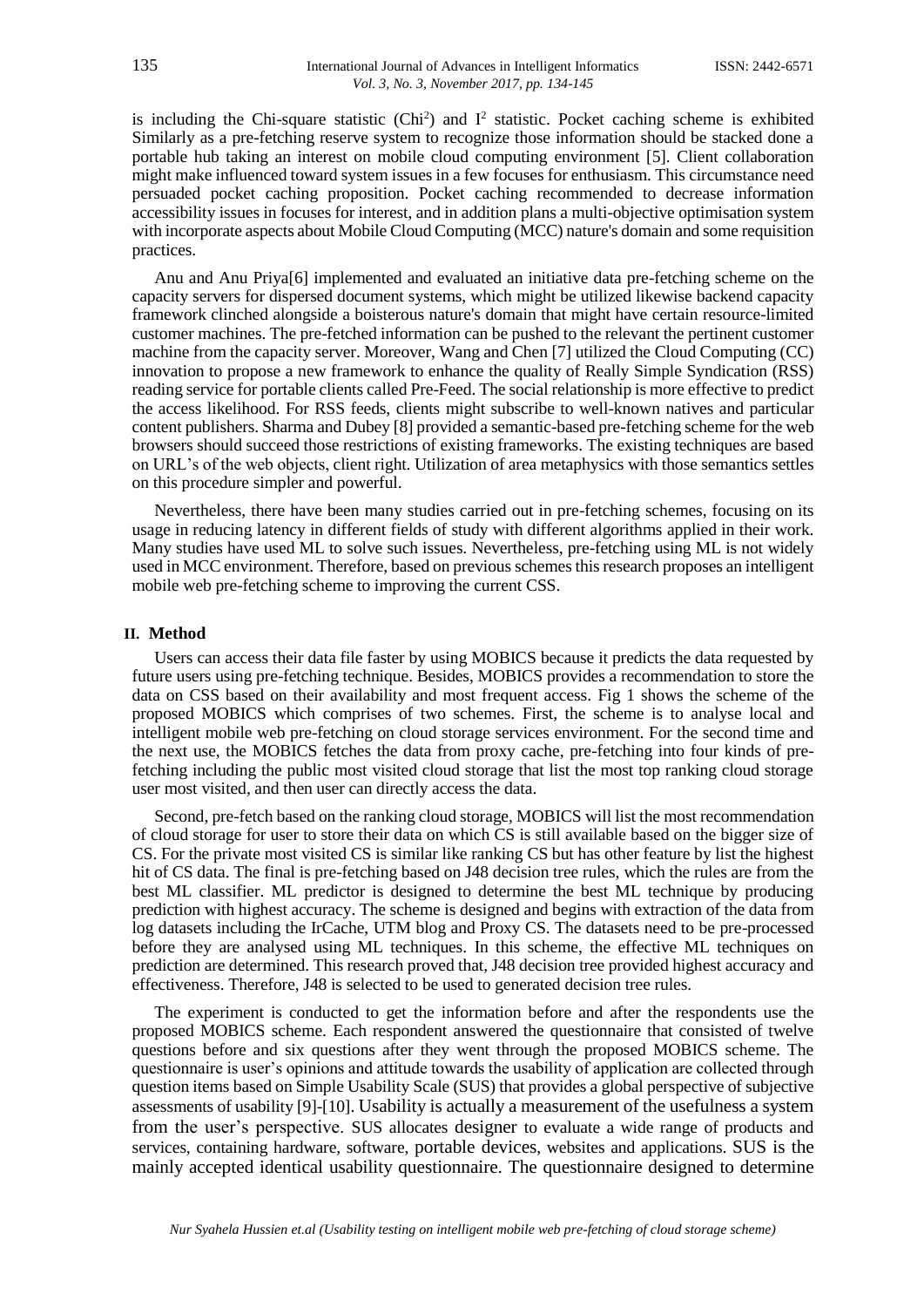is including the Chi-square statistic ($Chi^2$) and $I^2$ statistic. Pocket caching scheme is exhibited Similarly as a pre-fetching reserve system to recognize those information should be stacked done a portable hub taking an interest on mobile cloud computing environment [5]. Client collaboration might make influenced toward system issues in a few focuses for enthusiasm. This circumstance need persuaded pocket caching proposition. Pocket caching recommended to decrease information accessibility issues in focuses for interest, and in addition plans a multi-objective optimisation system with incorporate aspects about Mobile Cloud Computing (MCC) nature's domain and some requisition practices.

Anu and Anu Priya[6] implemented and evaluated an initiative data pre-fetching scheme on the capacity servers for dispersed document systems, which might be utilized likewise backend capacity framework clinched alongside a boisterous nature's domain that might have certain resource-limited customer machines. The pre-fetched information can be pushed to the relevant the pertinent customer machine from the capacity server. Moreover, Wang and Chen [7] utilized the Cloud Computing (CC) innovation to propose a new framework to enhance the quality of Really Simple Syndication (RSS) reading service for portable clients called Pre-Feed. The social relationship is more effective to predict the access likelihood. For RSS feeds, clients might subscribe to well-known natives and particular content publishers. Sharma and Dubey [8] provided a semantic-based pre-fetching scheme for the web browsers should succeed those restrictions of existing frameworks. The existing techniques are based on URL's of the web objects, client right. Utilization of area metaphysics with those semantics settles on this procedure simpler and powerful.

Nevertheless, there have been many studies carried out in pre-fetching schemes, focusing on its usage in reducing latency in different fields of study with different algorithms applied in their work. Many studies have used ML to solve such issues. Nevertheless, pre-fetching using ML is not widely used in MCC environment. Therefore, based on previous schemes this research proposes an intelligent mobile web pre-fetching scheme to improving the current CSS.

## II. Method

Users can access their data file faster by using MOBICS because it predicts the data requested by future users using pre-fetching technique. Besides, MOBICS provides a recommendation to store the data on CSS based on their availability and most frequent access. Fig 1 shows the scheme of the proposed MOBICS which comprises of two schemes. First, the scheme is to analyse local and intelligent mobile web pre-fetching on cloud storage services environment. For the second time and the next use, the MOBICS fetches the data from proxy cache, pre-fetching into four kinds of pre-fetching including the public most visited cloud storage that list the most top ranking cloud storage user most visited, and then user can directly access the data.

Second, pre-fetch based on the ranking cloud storage, MOBICS will list the most recommendation of cloud storage for user to store their data on which CS is still available based on the bigger size of CS. For the private most visited CS is similar like ranking CS but has other feature by list the highest hit of CS data. The final is pre-fetching based on J48 decision tree rules, which the rules are from the best ML classifier. ML predictor is designed to determine the best ML technique by producing prediction with highest accuracy. The scheme is designed and begins with extraction of the data from log datasets including the IrCache, UTM blog and Proxy CS. The datasets need to be pre-processed before they are analysed using ML techniques. In this scheme, the effective ML techniques on prediction are determined. This research proved that, J48 decision tree provided highest accuracy and effectiveness. Therefore, J48 is selected to be used to generated decision tree rules.

The experiment is conducted to get the information before and after the respondents use the proposed MOBICS scheme. Each respondent answered the questionnaire that consisted of twelve questions before and six questions after they went through the proposed MOBICS scheme. The questionnaire is user's opinions and attitude towards the usability of application are collected through question items based on Simple Usability Scale (SUS) that provides a global perspective of subjective assessments of usability [9]-[10]. Usability is actually a measurement of the usefulness a system from the user's perspective. SUS allocates designer to evaluate a wide range of products and services, containing hardware, software, portable devices, websites and applications. SUS is the mainly accepted identical usability questionnaire. The questionnaire designed to determine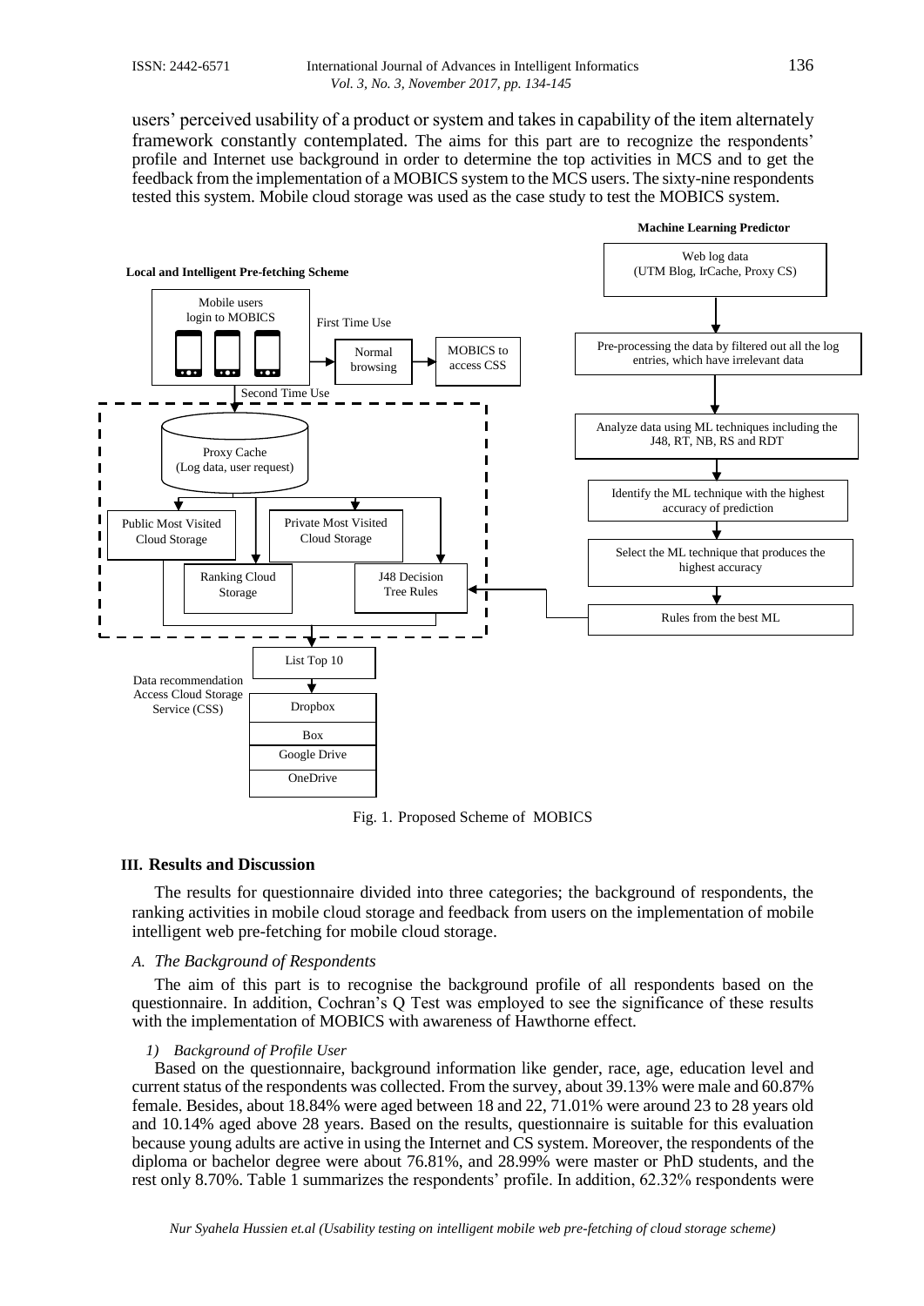users' perceived usability of a product or system and takes in capability of the item alternately framework constantly contemplated. The aims for this part are to recognize the respondents' profile and Internet use background in order to determine the top activities in MCS and to get the feedback from the implementation of a MOBICS system to the MCS users. The sixty-nine respondents tested this system. Mobile cloud storage was used as the case study to test the MOBICS system.

Fig. 1. Proposed Scheme of MOBICS

## III. Results and Discussion

The results for questionnaire divided into three categories; the background of respondents, the ranking activities in mobile cloud storage and feedback from users on the implementation of mobile intelligent web pre-fetching for mobile cloud storage.

### A. *The Background of Respondents*

The aim of this part is to recognise the background profile of all respondents based on the questionnaire. In addition, Cochran's Q Test was employed to see the significance of these results with the implementation of MOBICS with awareness of Hawthorne effect.

#### *1) Background of Profile User*

Based on the questionnaire, background information like gender, race, age, education level and current status of the respondents was collected. From the survey, about 39.13% were male and 60.87% female. Besides, about 18.84% were aged between 18 and 22, 71.01% were around 23 to 28 years old and 10.14% aged above 28 years. Based on the results, questionnaire is suitable for this evaluation because young adults are active in using the Internet and CS system. Moreover, the respondents of the diploma or bachelor degree were about 76.81%, and 28.99% were master or PhD students, and the rest only 8.70%. Table 1 summarizes the respondents' profile. In addition, 62.32% respondents were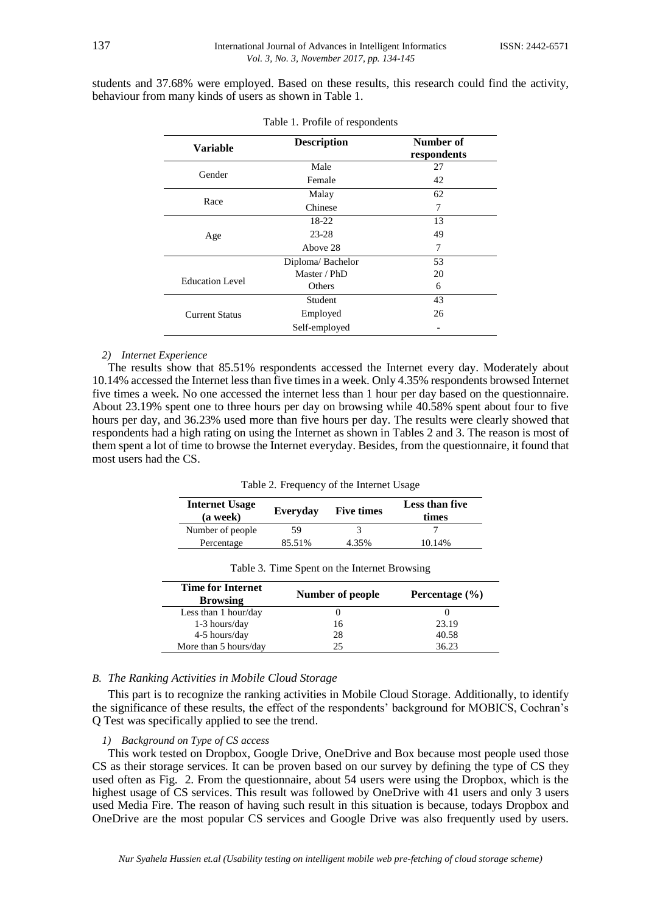students and 37.68% were employed. Based on these results, this research could find the activity, behaviour from many kinds of users as shown in Table 1.

Table 1. Profile of respondents

| Variable | Description | Number of respondents |
|---|---|---|
| Gender | Male | 27 |
| | Female | 42 |
| Race | Malay | 62 |
| | Chinese | 7 |
| Age | 18-22 | 13 |
| | 23-28 | 49 |
| | Above 28 | 7 |
| Education Level | Diploma/ Bachelor | 53 |
| | Master / PhD | 20 |
| | Others | 6 |
| Current Status | Student | 43 |
| | Employed | 26 |
| | Self-employed | - |

*2) Internet Experience*

The results show that 85.51% respondents accessed the Internet every day. Moderately about 10.14% accessed the Internet less than five times in a week. Only 4.35% respondents browsed Internet five times a week. No one accessed the internet less than 1 hour per day based on the questionnaire. About 23.19% spent one to three hours per day on browsing while 40.58% spent about four to five hours per day, and 36.23% used more than five hours per day. The results were clearly showed that respondents had a high rating on using the Internet as shown in Tables 2 and 3. The reason is most of them spent a lot of time to browse the Internet everyday. Besides, from the questionnaire, it found that most users had the CS.

Table 2. Frequency of the Internet Usage

| Internet Usage (a week) | Everyday | Five times | Less than five times |
|---|---|---|---|
| Number of people | 59 | 3 | 7 |
| Percentage | 85.51% | 4.35% | 10.14% |

Table 3. Time Spent on the Internet Browsing

| Time for Internet Browsing | Number of people | Percentage (%) |
|---|---|---|
| Less than 1 hour/day | 0 | 0 |
| 1-3 hours/day | 16 | 23.19 |
| 4-5 hours/day | 28 | 40.58 |
| More than 5 hours/day | 25 | 36.23 |

### *B. The Ranking Activities in Mobile Cloud Storage*

This part is to recognize the ranking activities in Mobile Cloud Storage. Additionally, to identify the significance of these results, the effect of the respondents' background for MOBICS, Cochran's Q Test was specifically applied to see the trend.

*1) Background on Type of CS access*

This work tested on Dropbox, Google Drive, OneDrive and Box because most people used those CS as their storage services. It can be proven based on our survey by defining the type of CS they used often as Fig. 2. From the questionnaire, about 54 users were using the Dropbox, which is the highest usage of CS services. This result was followed by OneDrive with 41 users and only 3 users used Media Fire. The reason of having such result in this situation is because, todays Dropbox and OneDrive are the most popular CS services and Google Drive was also frequently used by users.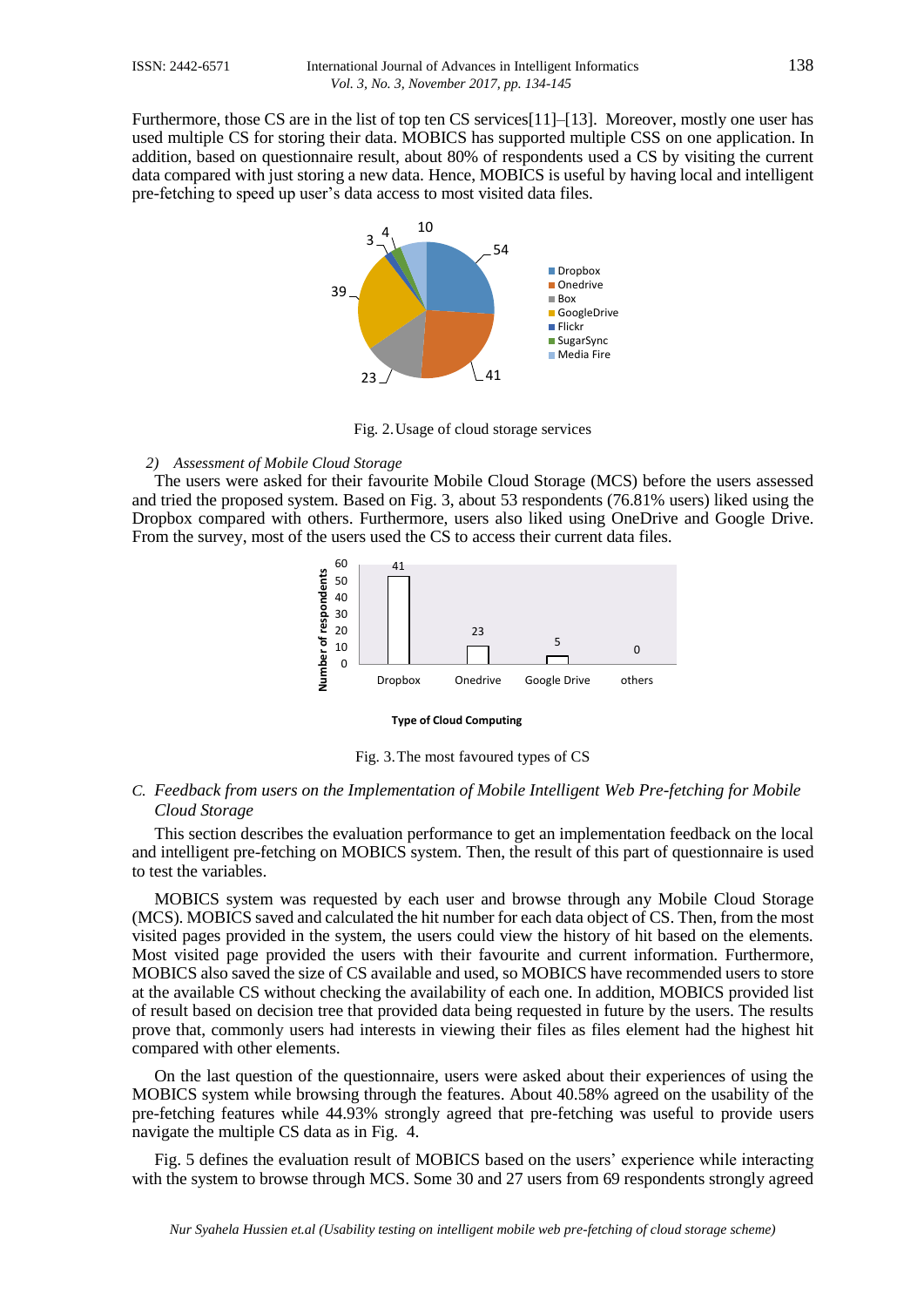Furthermore, those CS are in the list of top ten CS services[11]–[13]. Moreover, mostly one user has used multiple CS for storing their data. MOBICS has supported multiple CSS on one application. In addition, based on questionnaire result, about 80% of respondents used a CS by visiting the current data compared with just storing a new data. Hence, MOBICS is useful by having local and intelligent pre-fetching to speed up user's data access to most visited data files.

Fig. 2. Usage of cloud storage services

*2) Assessment of Mobile Cloud Storage*

The users were asked for their favourite Mobile Cloud Storage (MCS) before the users assessed and tried the proposed system. Based on Fig. 3, about 53 respondents (76.81% users) liked using the Dropbox compared with others. Furthermore, users also liked using OneDrive and Google Drive. From the survey, most of the users used the CS to access their current data files.

Fig. 3. The most favoured types of CS

### C. Feedback from users on the Implementation of Mobile Intelligent Web Pre-fetching for Mobile Cloud Storage

This section describes the evaluation performance to get an implementation feedback on the local and intelligent pre-fetching on MOBICS system. Then, the result of this part of questionnaire is used to test the variables.

MOBICS system was requested by each user and browse through any Mobile Cloud Storage (MCS). MOBICS saved and calculated the hit number for each data object of CS. Then, from the most visited pages provided in the system, the users could view the history of hit based on the elements. Most visited page provided the users with their favourite and current information. Furthermore, MOBICS also saved the size of CS available and used, so MOBICS have recommended users to store at the available CS without checking the availability of each one. In addition, MOBICS provided list of result based on decision tree that provided data being requested in future by the users. The results prove that, commonly users had interests in viewing their files as files element had the highest hit compared with other elements.

On the last question of the questionnaire, users were asked about their experiences of using the MOBICS system while browsing through the features. About 40.58% agreed on the usability of the pre-fetching features while 44.93% strongly agreed that pre-fetching was useful to provide users navigate the multiple CS data as in Fig. 4.

Fig. 5 defines the evaluation result of MOBICS based on the users' experience while interacting with the system to browse through MCS. Some 30 and 27 users from 69 respondents strongly agreed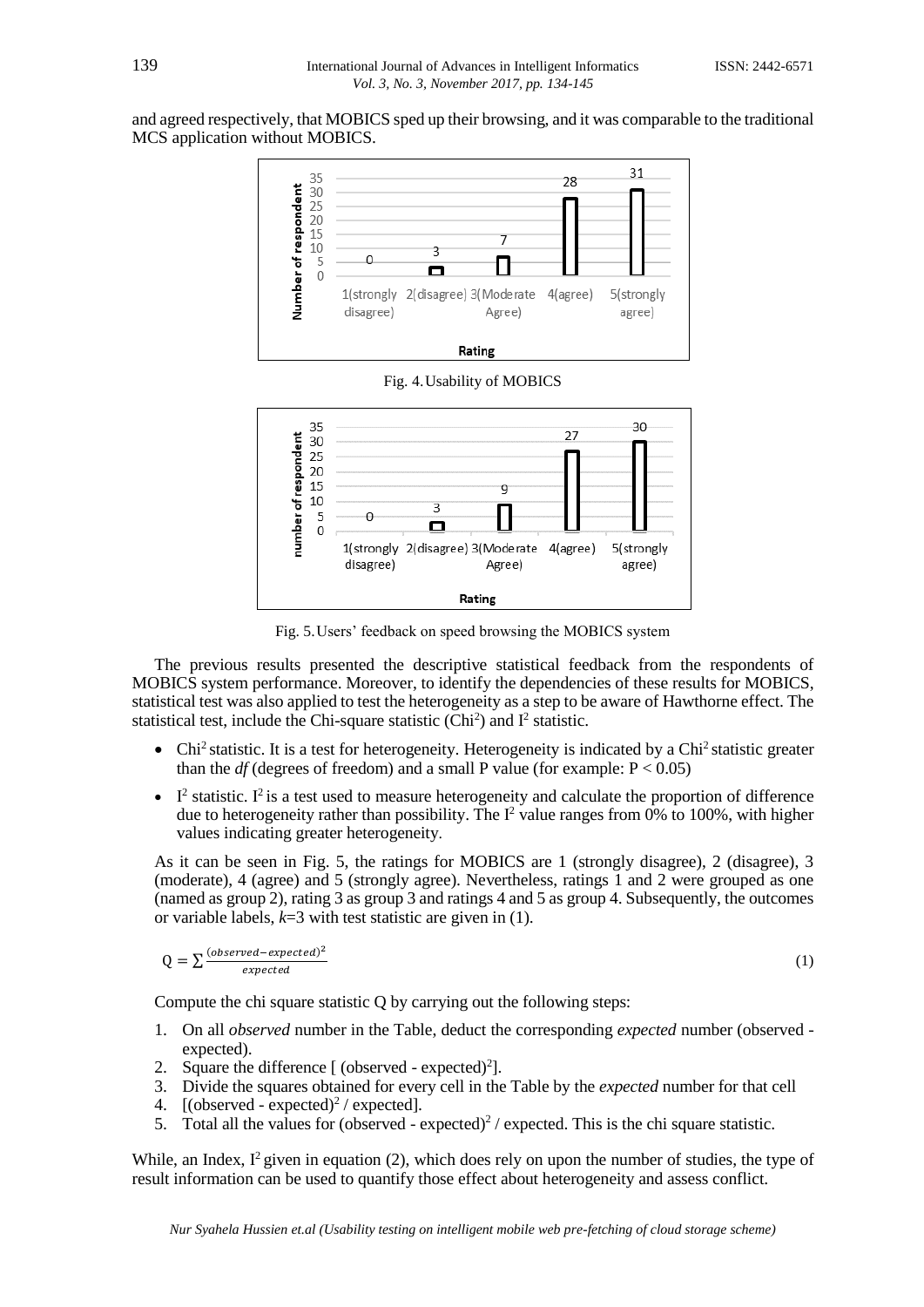and agreed respectively, that MOBICS sped up their browsing, and it was comparable to the traditional MCS application without MOBICS.

Fig. 4. Usability of MOBICS

Fig. 5. Users' feedback on speed browsing the MOBICS system

The previous results presented the descriptive statistical feedback from the respondents of MOBICS system performance. Moreover, to identify the dependencies of these results for MOBICS, statistical test was also applied to test the heterogeneity as a step to be aware of Hawthorne effect. The statistical test, include the Chi-square statistic ($Chi^2$) and $I^2$ statistic.

- $Chi^2$ statistic. It is a test for heterogeneity. Heterogeneity is indicated by a $Chi^2$ statistic greater than the *df* (degrees of freedom) and a small P value (for example: $P < 0.05$)
- $I^2$ statistic. $I^2$ is a test used to measure heterogeneity and calculate the proportion of difference due to heterogeneity rather than possibility. The $I^2$ value ranges from 0% to 100%, with higher values indicating greater heterogeneity.

As it can be seen in Fig. 5, the ratings for MOBICS are 1 (strongly disagree), 2 (disagree), 3 (moderate), 4 (agree) and 5 (strongly agree). Nevertheless, ratings 1 and 2 were grouped as one (named as group 2), rating 3 as group 3 and ratings 4 and 5 as group 4. Subsequently, the outcomes or variable labels, $k$=3 with test statistic are given in (1).

$$Q = \sum \frac{(observed - expected)^2}{expected} \tag{1}$$

Compute the chi square statistic Q by carrying out the following steps:

1. On all *observed* number in the Table, deduct the corresponding *expected* number (observed - expected).
2. Square the difference [ $(\text{observed - expected})^2$].
3. Divide the squares obtained for every cell in the Table by the *expected* number for that cell
4. [$(\text{observed - expected})^2$ / expected].
5. Total all the values for $(\text{observed - expected})^2$ / expected. This is the chi square statistic.

While, an Index, $I^2$ given in equation (2), which does rely on upon the number of studies, the type of result information can be used to quantify those effect about heterogeneity and assess conflict.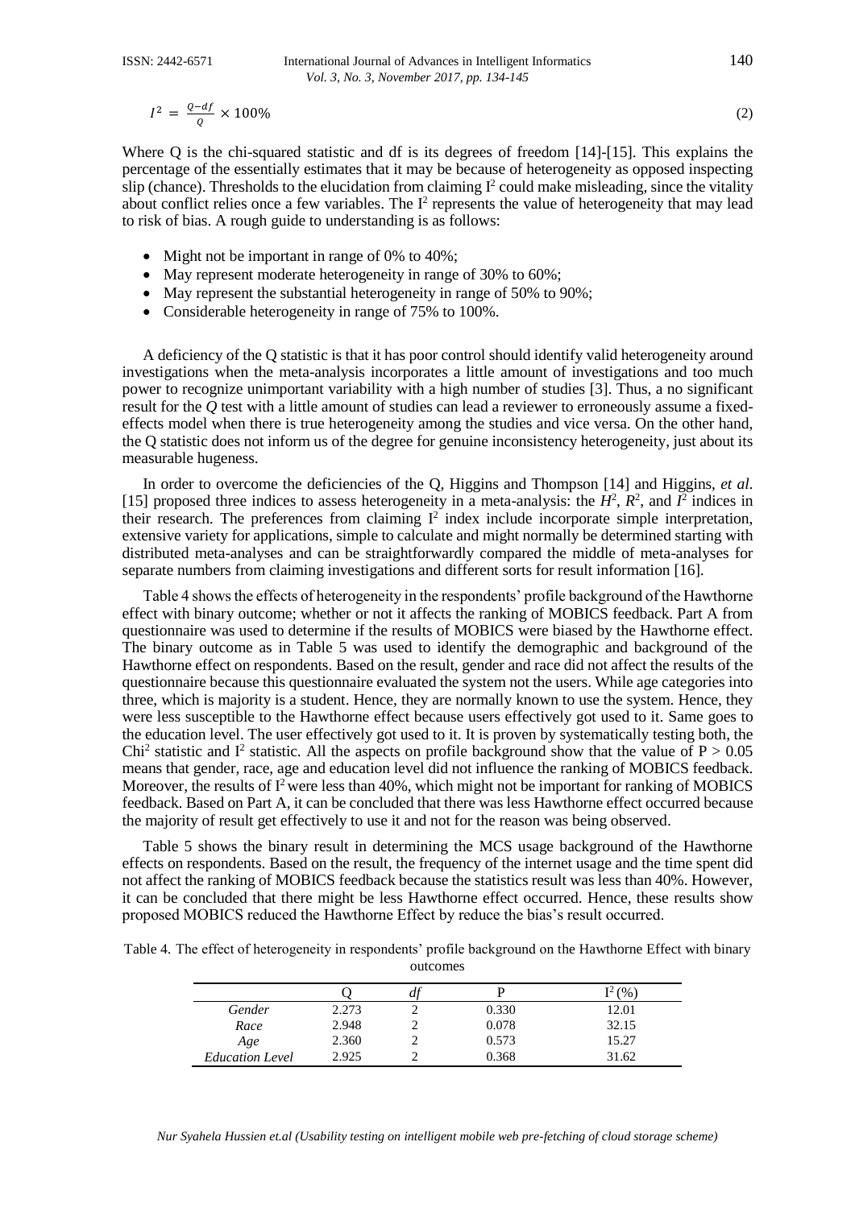$$I^2 = \frac{Q-df}{Q} \times 100\% \tag{2}$$

Where Q is the chi-squared statistic and df is its degrees of freedom [14]-[15]. This explains the percentage of the essentially estimates that it may be because of heterogeneity as opposed inspecting slip (chance). Thresholds to the elucidation from claiming $I^2$ could make misleading, since the vitality about conflict relies once a few variables. The $I^2$ represents the value of heterogeneity that may lead to risk of bias. A rough guide to understanding is as follows:

- Might not be important in range of 0% to 40%;
- May represent moderate heterogeneity in range of 30% to 60%;
- May represent the substantial heterogeneity in range of 50% to 90%;
- Considerable heterogeneity in range of 75% to 100%.

A deficiency of the Q statistic is that it has poor control should identify valid heterogeneity around investigations when the meta-analysis incorporates a little amount of investigations and too much power to recognize unimportant variability with a high number of studies [3]. Thus, a no significant result for the *Q* test with a little amount of studies can lead a reviewer to erroneously assume a fixed-effects model when there is true heterogeneity among the studies and vice versa. On the other hand, the Q statistic does not inform us of the degree for genuine inconsistency heterogeneity, just about its measurable hugeness.

In order to overcome the deficiencies of the Q, Higgins and Thompson [14] and Higgins, *et al*. [15] proposed three indices to assess heterogeneity in a meta-analysis: the $H^2$, $R^2$, and $I^2$ indices in their research. The preferences from claiming $I^2$ index include incorporate simple interpretation, extensive variety for applications, simple to calculate and might normally be determined starting with distributed meta-analyses and can be straightforwardly compared the middle of meta-analyses for separate numbers from claiming investigations and different sorts for result information [16].

Table 4 shows the effects of heterogeneity in the respondents' profile background of the Hawthorne effect with binary outcome; whether or not it affects the ranking of MOBICS feedback. Part A from questionnaire was used to determine if the results of MOBICS were biased by the Hawthorne effect. The binary outcome as in Table 5 was used to identify the demographic and background of the Hawthorne effect on respondents. Based on the result, gender and race did not affect the results of the questionnaire because this questionnaire evaluated the system not the users. While age categories into three, which is majority is a student. Hence, they are normally known to use the system. Hence, they were less susceptible to the Hawthorne effect because users effectively got used to it. Same goes to the education level. The user effectively got used to it. It is proven by systematically testing both, the $Chi^2$ statistic and $I^2$ statistic. All the aspects on profile background show that the value of $P > 0.05$ means that gender, race, age and education level did not influence the ranking of MOBICS feedback. Moreover, the results of $I^2$ were less than 40%, which might not be important for ranking of MOBICS feedback. Based on Part A, it can be concluded that there was less Hawthorne effect occurred because the majority of result get effectively to use it and not for the reason was being observed.

Table 5 shows the binary result in determining the MCS usage background of the Hawthorne effects on respondents. Based on the result, the frequency of the internet usage and the time spent did not affect the ranking of MOBICS feedback because the statistics result was less than 40%. However, it can be concluded that there might be less Hawthorne effect occurred. Hence, these results show proposed MOBICS reduced the Hawthorne Effect by reduce the bias's result occurred.

Table 4. The effect of heterogeneity in respondents' profile background on the Hawthorne Effect with binary outcomes

| | Q | *df* | P | $I^2$ (%) |
|---|---|---|---|---|
| *Gender* | 2.273 | 2 | 0.330 | 12.01 |
| *Race* | 2.948 | 2 | 0.078 | 32.15 |
| *Age* | 2.360 | 2 | 0.573 | 15.27 |
| *Education Level* | 2.925 | 2 | 0.368 | 31.62 |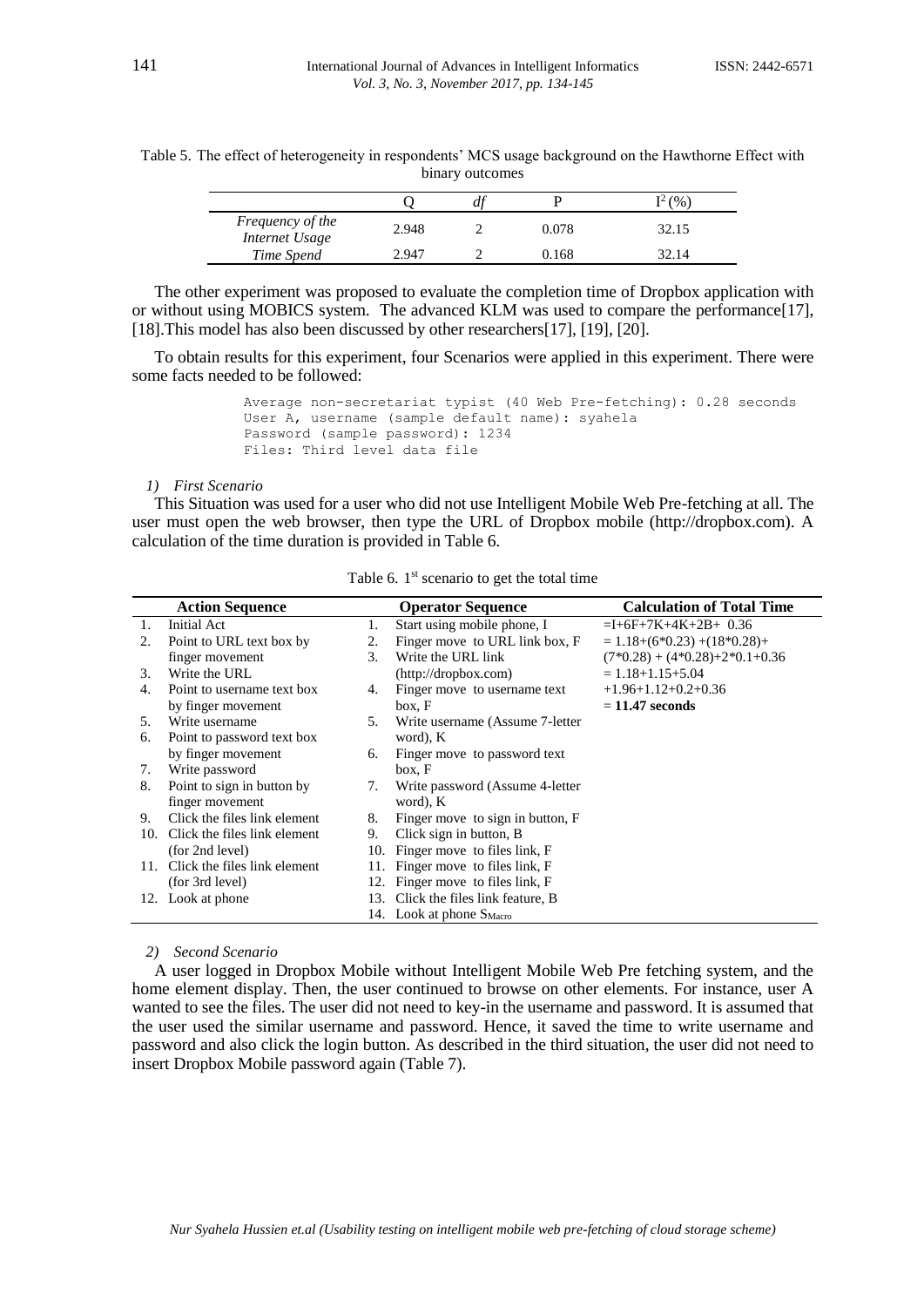Table 5. The effect of heterogeneity in respondents' MCS usage background on the Hawthorne Effect with binary outcomes

| | Q | *df* | P | $I^2$ (%) |
|---|---|---|---|---|
| *Frequency of the Internet Usage* | 2.948 | 2 | 0.078 | 32.15 |
| *Time Spend* | 2.947 | 2 | 0.168 | 32.14 |

The other experiment was proposed to evaluate the completion time of Dropbox application with or without using MOBICS system. The advanced KLM was used to compare the performance[17], [18].This model has also been discussed by other researchers[17], [19], [20].

To obtain results for this experiment, four Scenarios were applied in this experiment. There were some facts needed to be followed:

```
Average non-secretariat typist (40 Web Pre-fetching): 0.28 seconds
User A, username (sample default name): syahela
Password (sample password): 1234
Files: Third level data file
```

*1) First Scenario*

This Situation was used for a user who did not use Intelligent Mobile Web Pre-fetching at all. The user must open the web browser, then type the URL of Dropbox mobile (http://dropbox.com). A calculation of the time duration is provided in Table 6.

Table 6. 1st scenario to get the total time

| Action Sequence | Operator Sequence | Calculation of Total Time |
|---|---|---|
| 1. Initial Act<br>2. Point to URL text box by finger movement<br>3. Write the URL<br>4. Point to username text box by finger movement<br>5. Write username<br>6. Point to password text box by finger movement<br>7. Write password<br>8. Point to sign in button by finger movement<br>9. Click the files link element<br>10. Click the files link element (for 2nd level)<br>11. Click the files link element (for 3rd level)<br>12. Look at phone | 1. Start using mobile phone, I<br>2. Finger move to URL link box, F<br>3. Write the URL link (http://dropbox.com)<br>4. Finger move to username text box, F<br>5. Write username (Assume 7-letter word), K<br>6. Finger move to password text box, F<br>7. Write password (Assume 4-letter word), K<br>8. Finger move to sign in button, F<br>9. Click sign in button, B<br>10. Finger move to files link, F<br>11. Finger move to files link, F<br>12. Finger move to files link, F<br>13. Click the files link feature, B<br>14. Look at phone $S_{Macro}$ | =I+6F+7K+4K+2B+ 0.36<br>= 1.18+(6\*0.23) +(18\*0.28)+ (7\*0.28) + (4\*0.28)+2\*0.1+0.36<br>= 1.18+1.15+5.04 +1.96+1.12+0.2+0.36<br>= **11.47 seconds** |

*2) Second Scenario*

A user logged in Dropbox Mobile without Intelligent Mobile Web Pre fetching system, and the home element display. Then, the user continued to browse on other elements. For instance, user A wanted to see the files. The user did not need to key-in the username and password. It is assumed that the user used the similar username and password. Hence, it saved the time to write username and password and also click the login button. As described in the third situation, the user did not need to insert Dropbox Mobile password again (Table 7).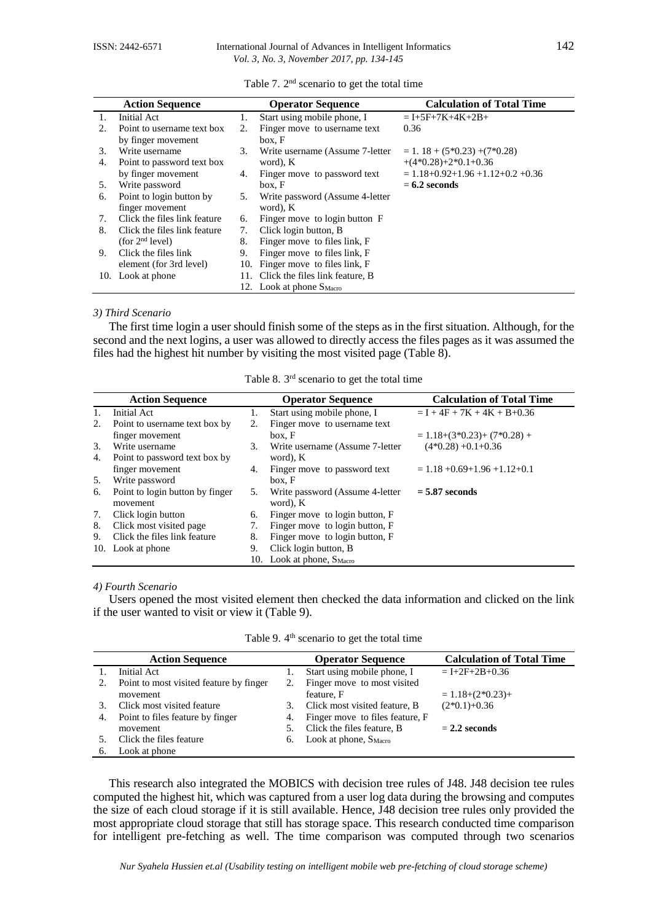Table 7. 2[nd] scenario to get the total time

| Action Sequence | Operator Sequence | Calculation of Total Time |
|---|---|---|
| 1. Initial Act<br>2. Point to username text box by finger movement<br>3. Write username<br>4. Point to password text box by finger movement<br>5. Write password<br>6. Point to login button by finger movement<br>7. Click the files link feature<br>8. Click the files link feature (for 2[nd] level)<br>9. Click the files link element (for 3rd level)<br>10. Look at phone | 1. Start using mobile phone, I<br>2. Finger move to username text box, F<br>3. Write username (Assume 7-letter word), K<br>4. Finger move to password text box, F<br>5. Write password (Assume 4-letter word), K<br>6. Finger move to login button F<br>7. Click login button, B<br>8. Finger move to files link, F<br>9. Finger move to files link, F<br>10. Finger move to files link, F<br>11. Click the files link feature, B<br>12. Look at phone $S_{Macro}$ | = I+5F+7K+4K+2B+ 0.36<br><br>= 1. 18 + (5*0.23) +(7*0.28) +(4*0.28)+2*0.1+0.36<br>= 1.18+0.92+1.96 +1.12+0.2 +0.36<br>**= 6.2 seconds** |

*3) Third Scenario*

The first time login a user should finish some of the steps as in the first situation. Although, for the second and the next logins, a user was allowed to directly access the files pages as it was assumed the files had the highest hit number by visiting the most visited page (Table 8).

Table 8. 3[rd] scenario to get the total time

| Action Sequence | Operator Sequence | Calculation of Total Time |
|---|---|---|
| 1. Initial Act<br>2. Point to username text box by finger movement<br>3. Write username<br>4. Point to password text box by finger movement<br>5. Write password<br>6. Point to login button by finger movement<br>7. Click login button<br>8. Click most visited page<br>9. Click the files link feature<br>10. Look at phone | 1. Start using mobile phone, I<br>2. Finger move to username text box, F<br>3. Write username (Assume 7-letter word), K<br>4. Finger move to password text box, F<br>5. Write password (Assume 4-letter word), K<br>6. Finger move to login button, F<br>7. Finger move to login button, F<br>8. Finger move to login button, F<br>9. Click login button, B<br>10. Look at phone, $S_{Macro}$ | = I + 4F + 7K + 4K + B+0.36<br><br>= 1.18+(3*0.23)+ (7*0.28) + (4*0.28) +0.1+0.36<br><br>= 1.18 +0.69+1.96 +1.12+0.1<br><br>**= 5.87 seconds** |

*4) Fourth Scenario*

Users opened the most visited element then checked the data information and clicked on the link if the user wanted to visit or view it (Table 9).

Table 9. 4[th] scenario to get the total time

| Action Sequence | Operator Sequence | Calculation of Total Time |
|---|---|---|
| 1. Initial Act<br>2. Point to most visited feature by finger movement<br>3. Click most visited feature<br>4. Point to files feature by finger movement<br>5. Click the files feature<br>6. Look at phone | 1. Start using mobile phone, I<br>2. Finger move to most visited feature, F<br>3. Click most visited feature, B<br>4. Finger move to files feature, F<br>5. Click the files feature, B<br>6. Look at phone, $S_{Macro}$ | = I+2F+2B+0.36<br><br>= 1.18+(2*0.23)+ (2*0.1)+0.36<br><br>**= 2.2 seconds** |

This research also integrated the MOBICS with decision tree rules of J48. J48 decision tee rules computed the highest hit, which was captured from a user log data during the browsing and computes the size of each cloud storage if it is still available. Hence, J48 decision tree rules only provided the most appropriate cloud storage that still has storage space. This research conducted time comparison for intelligent pre-fetching as well. The time comparison was computed through two scenarios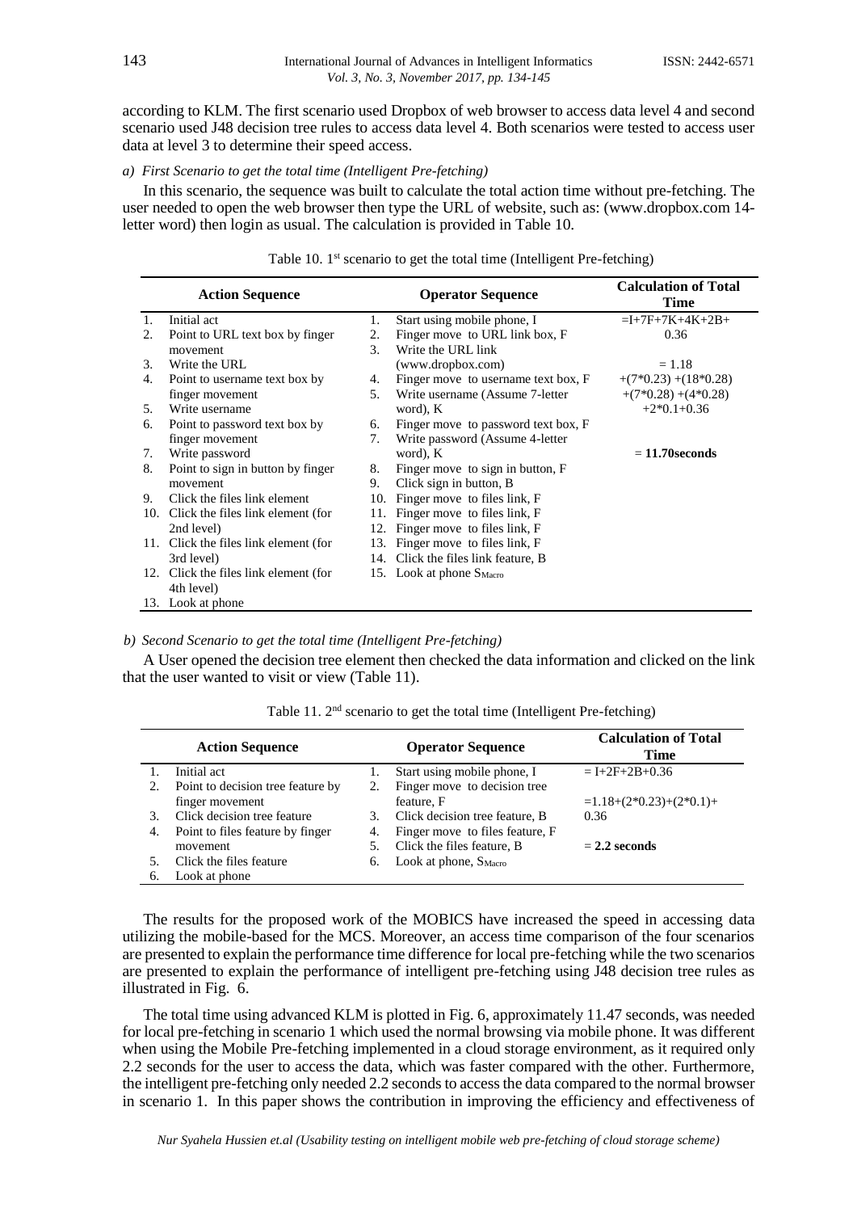according to KLM. The first scenario used Dropbox of web browser to access data level 4 and second scenario used J48 decision tree rules to access data level 4. Both scenarios were tested to access user data at level 3 to determine their speed access.

*a) First Scenario to get the total time (Intelligent Pre-fetching)*

In this scenario, the sequence was built to calculate the total action time without pre-fetching. The user needed to open the web browser then type the URL of website, such as: (www.dropbox.com 14-letter word) then login as usual. The calculation is provided in Table 10.

Table 10. 1st scenario to get the total time (Intelligent Pre-fetching)

| Action Sequence | Operator Sequence | Calculation of Total Time |
|---|---|---|
| 1. Initial act | 1. Start using mobile phone, I | =I+7F+7K+4K+2B+ |
| 2. Point to URL text box by finger movement | 2. Finger move to URL link box, F | 0.36 |
| 3. Write the URL | 3. Write the URL link (www.dropbox.com) | = 1.18 |
| 4. Point to username text box by finger movement | 4. Finger move to username text box, F | +(7*0.23) +(18*0.28) |
| 5. Write username | 5. Write username (Assume 7-letter word), K | +(7*0.28) +(4*0.28) |
| 6. Point to password text box by finger movement | 6. Finger move to password text box, F | +2*0.1+0.36 |
| 7. Write password | 7. Write password (Assume 4-letter word), K | **= 11.70seconds** |
| 8. Point to sign in button by finger movement | 8. Finger move to sign in button, F | |
| 9. Click the files link element | 9. Click sign in button, B | |
| 10. Click the files link element (for 2nd level) | 10. Finger move to files link, F | |
| 11. Click the files link element (for 3rd level) | 11. Finger move to files link, F | |
| 12. Click the files link element (for 4th level) | 12. Finger move to files link, F | |
| 13. Look at phone | 13. Finger move to files link, F | |
| | 14. Click the files link feature, B | |
| | 15. Look at phone $S_{Macro}$ | |

*b) Second Scenario to get the total time (Intelligent Pre-fetching)*

A User opened the decision tree element then checked the data information and clicked on the link that the user wanted to visit or view (Table 11).

Table 11. 2nd scenario to get the total time (Intelligent Pre-fetching)

| Action Sequence | Operator Sequence | Calculation of Total Time |
|---|---|---|
| 1. Initial act | 1. Start using mobile phone, I | = I+2F+2B+0.36 |
| 2. Point to decision tree feature by finger movement | 2. Finger move to decision tree feature, F | =1.18+(2*0.23)+(2*0.1)+ |
| 3. Click decision tree feature | 3. Click decision tree feature, B | 0.36 |
| 4. Point to files feature by finger movement | 4. Finger move to files feature, F | |
| 5. Click the files feature | 5. Click the files feature, B | **= 2.2 seconds** |
| 6. Look at phone | 6. Look at phone, $S_{Macro}$ | |

The results for the proposed work of the MOBICS have increased the speed in accessing data utilizing the mobile-based for the MCS. Moreover, an access time comparison of the four scenarios are presented to explain the performance time difference for local pre-fetching while the two scenarios are presented to explain the performance of intelligent pre-fetching using J48 decision tree rules as illustrated in Fig. 6.

The total time using advanced KLM is plotted in Fig. 6, approximately 11.47 seconds, was needed for local pre-fetching in scenario 1 which used the normal browsing via mobile phone. It was different when using the Mobile Pre-fetching implemented in a cloud storage environment, as it required only 2.2 seconds for the user to access the data, which was faster compared with the other. Furthermore, the intelligent pre-fetching only needed 2.2 seconds to access the data compared to the normal browser in scenario 1. In this paper shows the contribution in improving the efficiency and effectiveness of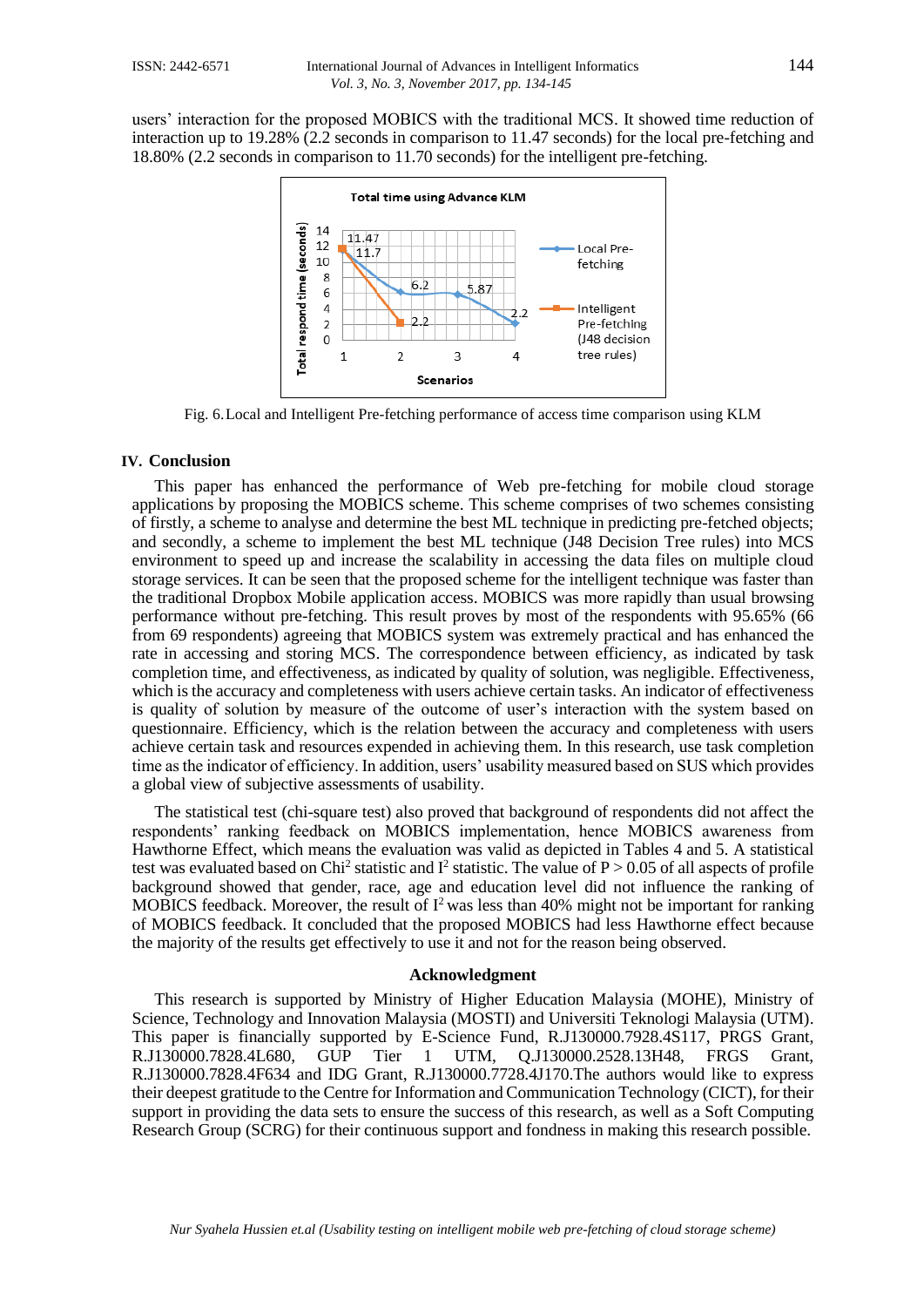users' interaction for the proposed MOBICS with the traditional MCS. It showed time reduction of interaction up to 19.28% (2.2 seconds in comparison to 11.47 seconds) for the local pre-fetching and 18.80% (2.2 seconds in comparison to 11.70 seconds) for the intelligent pre-fetching.

Fig. 6. Local and Intelligent Pre-fetching performance of access time comparison using KLM

## IV. Conclusion

This paper has enhanced the performance of Web pre-fetching for mobile cloud storage applications by proposing the MOBICS scheme. This scheme comprises of two schemes consisting of firstly, a scheme to analyse and determine the best ML technique in predicting pre-fetched objects; and secondly, a scheme to implement the best ML technique (J48 Decision Tree rules) into MCS environment to speed up and increase the scalability in accessing the data files on multiple cloud storage services. It can be seen that the proposed scheme for the intelligent technique was faster than the traditional Dropbox Mobile application access. MOBICS was more rapidly than usual browsing performance without pre-fetching. This result proves by most of the respondents with 95.65% (66 from 69 respondents) agreeing that MOBICS system was extremely practical and has enhanced the rate in accessing and storing MCS. The correspondence between efficiency, as indicated by task completion time, and effectiveness, as indicated by quality of solution, was negligible. Effectiveness, which is the accuracy and completeness with users achieve certain tasks. An indicator of effectiveness is quality of solution by measure of the outcome of user's interaction with the system based on questionnaire. Efficiency, which is the relation between the accuracy and completeness with users achieve certain task and resources expended in achieving them. In this research, use task completion time as the indicator of efficiency. In addition, users' usability measured based on SUS which provides a global view of subjective assessments of usability.

The statistical test (chi-square test) also proved that background of respondents did not affect the respondents' ranking feedback on MOBICS implementation, hence MOBICS awareness from Hawthorne Effect, which means the evaluation was valid as depicted in Tables 4 and 5. A statistical test was evaluated based on $Chi^2$ statistic and $I^2$ statistic. The value of $P > 0.05$ of all aspects of profile background showed that gender, race, age and education level did not influence the ranking of MOBICS feedback. Moreover, the result of $I^2$ was less than 40% might not be important for ranking of MOBICS feedback. It concluded that the proposed MOBICS had less Hawthorne effect because the majority of the results get effectively to use it and not for the reason being observed.

## Acknowledgment

This research is supported by Ministry of Higher Education Malaysia (MOHE), Ministry of Science, Technology and Innovation Malaysia (MOSTI) and Universiti Teknologi Malaysia (UTM). This paper is financially supported by E-Science Fund, R.J130000.7928.4S117, PRGS Grant, R.J130000.7828.4L680, GUP Tier 1 UTM, Q.J130000.2528.13H48, FRGS Grant, R.J130000.7828.4F634 and IDG Grant, R.J130000.7728.4J170.The authors would like to express their deepest gratitude to the Centre for Information and Communication Technology (CICT), for their support in providing the data sets to ensure the success of this research, as well as a Soft Computing Research Group (SCRG) for their continuous support and fondness in making this research possible.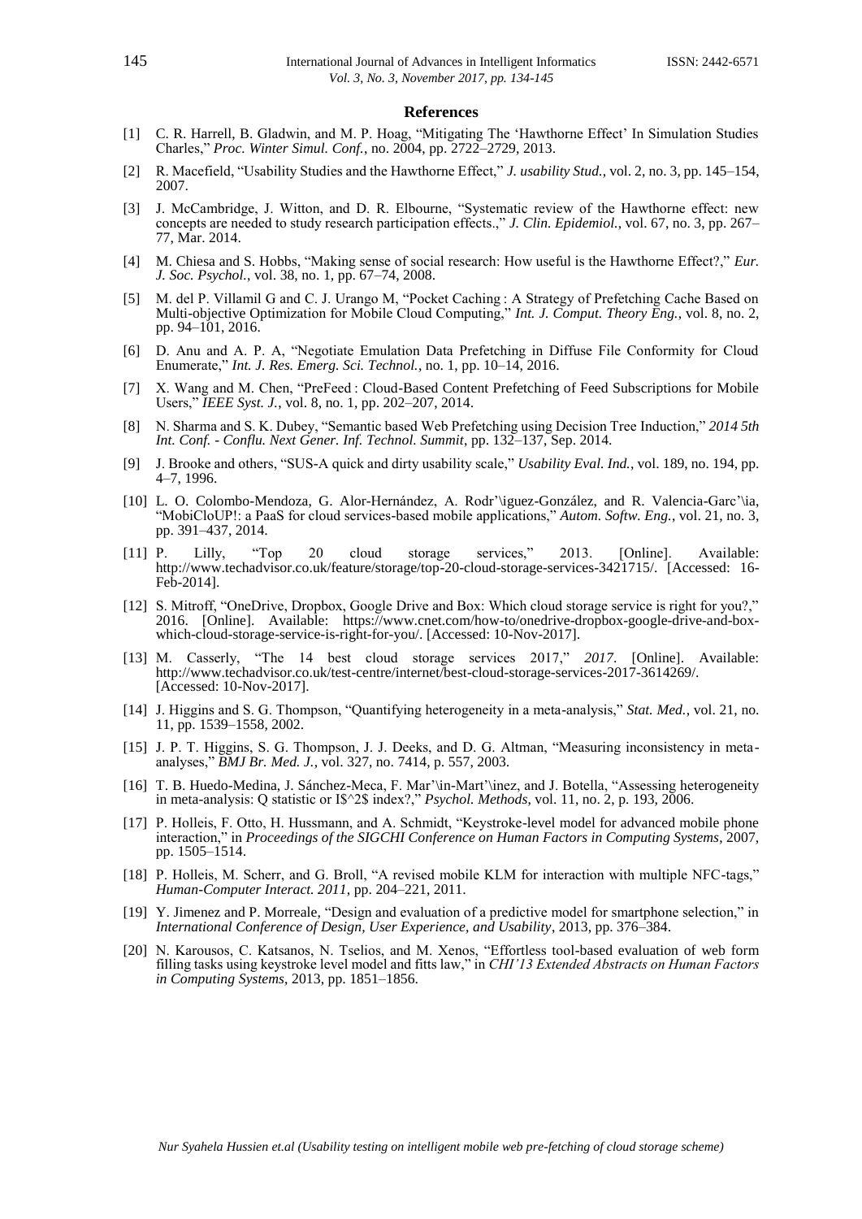## References

[1] C. R. Harrell, B. Gladwin, and M. P. Hoag, "Mitigating The 'Hawthorne Effect' In Simulation Studies Charles," *Proc. Winter Simul. Conf.*, no. 2004, pp. 2722–2729, 2013.

[2] R. Macefield, "Usability Studies and the Hawthorne Effect," *J. usability Stud.*, vol. 2, no. 3, pp. 145–154, 2007.

[3] J. McCambridge, J. Witton, and D. R. Elbourne, "Systematic review of the Hawthorne effect: new concepts are needed to study research participation effects.," *J. Clin. Epidemiol.*, vol. 67, no. 3, pp. 267–77, Mar. 2014.

[4] M. Chiesa and S. Hobbs, "Making sense of social research: How useful is the Hawthorne Effect?," *Eur. J. Soc. Psychol.*, vol. 38, no. 1, pp. 67–74, 2008.

[5] M. del P. Villamil G and C. J. Urango M, "Pocket Caching : A Strategy of Prefetching Cache Based on Multi-objective Optimization for Mobile Cloud Computing," *Int. J. Comput. Theory Eng.*, vol. 8, no. 2, pp. 94–101, 2016.

[6] D. Anu and A. P. A, "Negotiate Emulation Data Prefetching in Diffuse File Conformity for Cloud Enumerate," *Int. J. Res. Emerg. Sci. Technol.*, no. 1, pp. 10–14, 2016.

[7] X. Wang and M. Chen, "PreFeed : Cloud-Based Content Prefetching of Feed Subscriptions for Mobile Users," *IEEE Syst. J.*, vol. 8, no. 1, pp. 202–207, 2014.

[8] N. Sharma and S. K. Dubey, "Semantic based Web Prefetching using Decision Tree Induction," *2014 5th Int. Conf. - Conflu. Next Gener. Inf. Technol. Summit*, pp. 132–137, Sep. 2014.

[9] J. Brooke and others, "SUS-A quick and dirty usability scale," *Usability Eval. Ind.*, vol. 189, no. 194, pp. 4–7, 1996.

[10] L. O. Colombo-Mendoza, G. Alor-Hernández, A. Rodr'\iguez-González, and R. Valencia-Garc'\ia, "MobiCloUP!: a PaaS for cloud services-based mobile applications," *Autom. Softw. Eng.*, vol. 21, no. 3, pp. 391–437, 2014.

[11] P. Lilly, "Top 20 cloud storage services," 2013. [Online]. Available: http://www.techadvisor.co.uk/feature/storage/top-20-cloud-storage-services-3421715/. [Accessed: 16-Feb-2014].

[12] S. Mitroff, "OneDrive, Dropbox, Google Drive and Box: Which cloud storage service is right for you?," 2016. [Online]. Available: https://www.cnet.com/how-to/onedrive-dropbox-google-drive-and-box-which-cloud-storage-service-is-right-for-you/. [Accessed: 10-Nov-2017].

[13] M. Casserly, "The 14 best cloud storage services 2017," *2017*. [Online]. Available: http://www.techadvisor.co.uk/test-centre/internet/best-cloud-storage-services-2017-3614269/. [Accessed: 10-Nov-2017].

[14] J. Higgins and S. G. Thompson, "Quantifying heterogeneity in a meta-analysis," *Stat. Med.*, vol. 21, no. 11, pp. 1539–1558, 2002.

[15] J. P. T. Higgins, S. G. Thompson, J. J. Deeks, and D. G. Altman, "Measuring inconsistency in meta-analyses," *BMJ Br. Med. J.*, vol. 327, no. 7414, p. 557, 2003.

[16] T. B. Huedo-Medina, J. Sánchez-Meca, F. Mar'\in-Mart'\inez, and J. Botella, "Assessing heterogeneity in meta-analysis: Q statistic or I$^2$ index?," *Psychol. Methods*, vol. 11, no. 2, p. 193, 2006.

[17] P. Holleis, F. Otto, H. Hussmann, and A. Schmidt, "Keystroke-level model for advanced mobile phone interaction," in *Proceedings of the SIGCHI Conference on Human Factors in Computing Systems*, 2007, pp. 1505–1514.

[18] P. Holleis, M. Scherr, and G. Broll, "A revised mobile KLM for interaction with multiple NFC-tags," *Human-Computer Interact. 2011*, pp. 204–221, 2011.

[19] Y. Jimenez and P. Morreale, "Design and evaluation of a predictive model for smartphone selection," in *International Conference of Design, User Experience, and Usability*, 2013, pp. 376–384.

[20] N. Karousos, C. Katsanos, N. Tselios, and M. Xenos, "Effortless tool-based evaluation of web form filling tasks using keystroke level model and fitts law," in *CHI'13 Extended Abstracts on Human Factors in Computing Systems*, 2013, pp. 1851–1856.